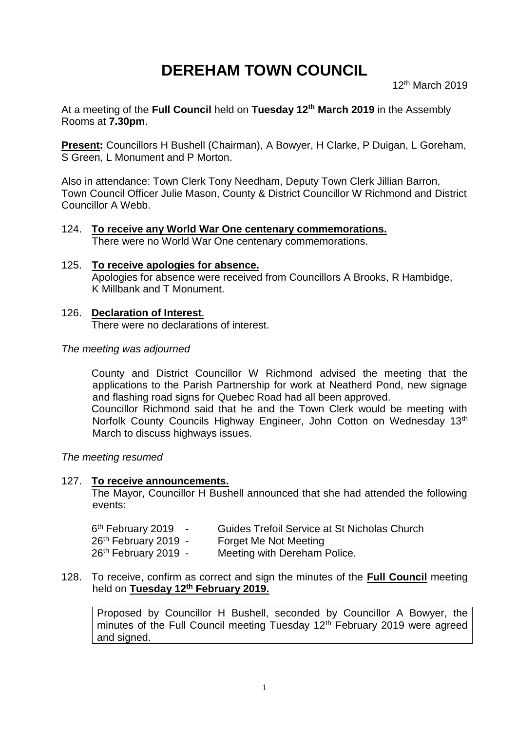# DEREHAM TOWN COUNCIL

12th March 2019

At a meeting of the **Full Council** held on **Tuesday 12th March 2019** in the Assembly Rooms at **7.30pm**.

**Present:** Councillors H Bushell (Chairman), A Bowyer, H Clarke, P Duigan, L Goreham, S Green, L Monument and P Morton.

Also in attendance: Town Clerk Tony Needham, Deputy Town Clerk Jillian Barron, Town Council Officer Julie Mason, County & District Councillor W Richmond and District Councillor A Webb.

124. **To receive any World War One centenary commemorations.**
There were no World War One centenary commemorations.

125. **To receive apologies for absence.**
Apologies for absence were received from Councillors A Brooks, R Hambidge, K Millbank and T Monument.

126. **Declaration of Interest**.
There were no declarations of interest.

*The meeting was adjourned*

County and District Councillor W Richmond advised the meeting that the applications to the Parish Partnership for work at Neatherd Pond, new signage and flashing road signs for Quebec Road had all been approved.
Councillor Richmond said that he and the Town Clerk would be meeting with Norfolk County Councils Highway Engineer, John Cotton on Wednesday 13th March to discuss highways issues.

*The meeting resumed*

127. **To receive announcements.**
The Mayor, Councillor H Bushell announced that she had attended the following events:

| | | |
|---|---|---|
| 6th February 2019 | - | Guides Trefoil Service at St Nicholas Church |
| 26th February 2019 | - | Forget Me Not Meeting |
| 26th February 2019 | - | Meeting with Dereham Police. |

128. To receive, confirm as correct and sign the minutes of the **Full Council** meeting held on **Tuesday 12th February 2019.**

Proposed by Councillor H Bushell, seconded by Councillor A Bowyer, the minutes of the Full Council meeting Tuesday 12th February 2019 were agreed and signed.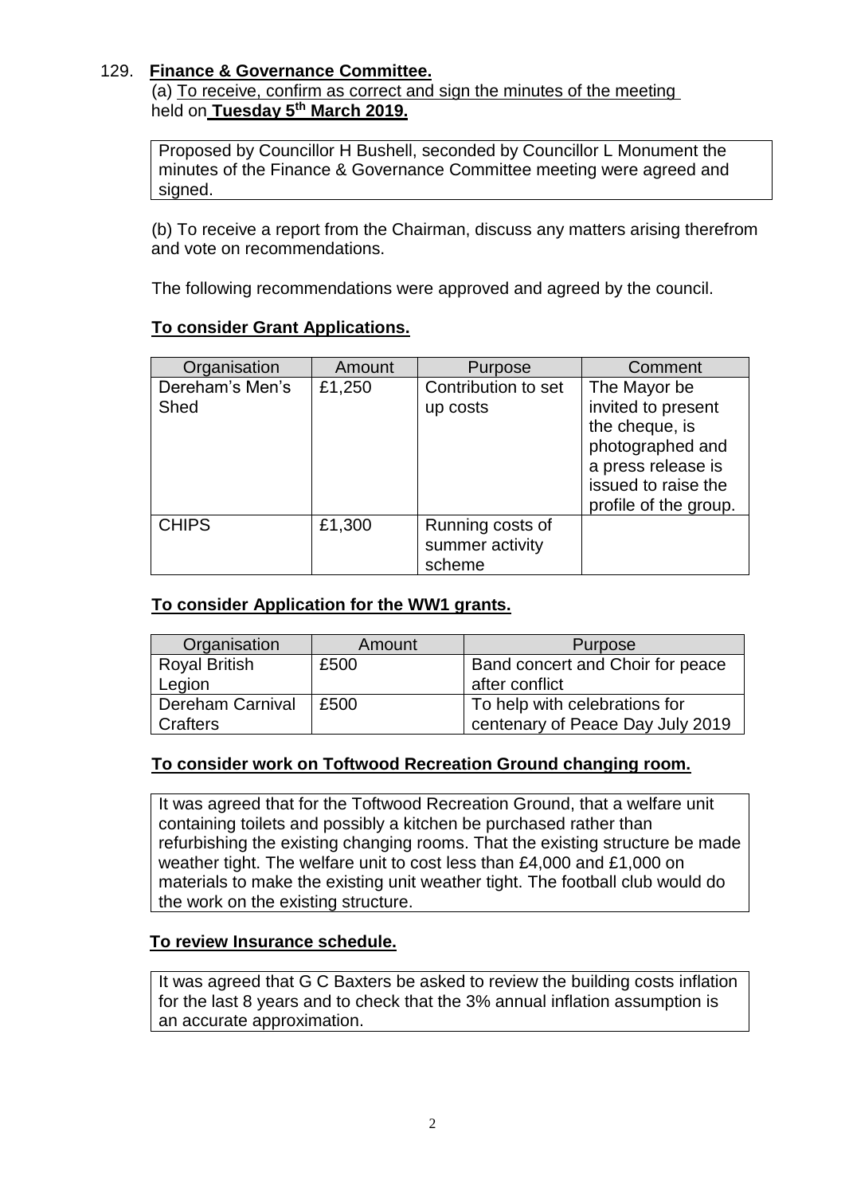## 129. **Finance & Governance Committee.**

(a) To receive, confirm as correct and sign the minutes of the meeting held on **Tuesday 5th March 2019.**

Proposed by Councillor H Bushell, seconded by Councillor L Monument the minutes of the Finance & Governance Committee meeting were agreed and signed.

(b) To receive a report from the Chairman, discuss any matters arising therefrom and vote on recommendations.

The following recommendations were approved and agreed by the council.

**To consider Grant Applications.**

| Organisation | Amount | Purpose | Comment |
|---|---|---|---|
| Dereham's Men's Shed | £1,250 | Contribution to set up costs | The Mayor be invited to present the cheque, is photographed and a press release is issued to raise the profile of the group. |
| CHIPS | £1,300 | Running costs of summer activity scheme | |

**To consider Application for the WW1 grants.**

| Organisation | Amount | Purpose |
|---|---|---|
| Royal British Legion | £500 | Band concert and Choir for peace after conflict |
| Dereham Carnival Crafters | £500 | To help with celebrations for centenary of Peace Day July 2019 |

**To consider work on Toftwood Recreation Ground changing room.**

It was agreed that for the Toftwood Recreation Ground, that a welfare unit containing toilets and possibly a kitchen be purchased rather than refurbishing the existing changing rooms. That the existing structure be made weather tight. The welfare unit to cost less than £4,000 and £1,000 on materials to make the existing unit weather tight. The football club would do the work on the existing structure.

**To review Insurance schedule.**

It was agreed that G C Baxters be asked to review the building costs inflation for the last 8 years and to check that the 3% annual inflation assumption is an accurate approximation.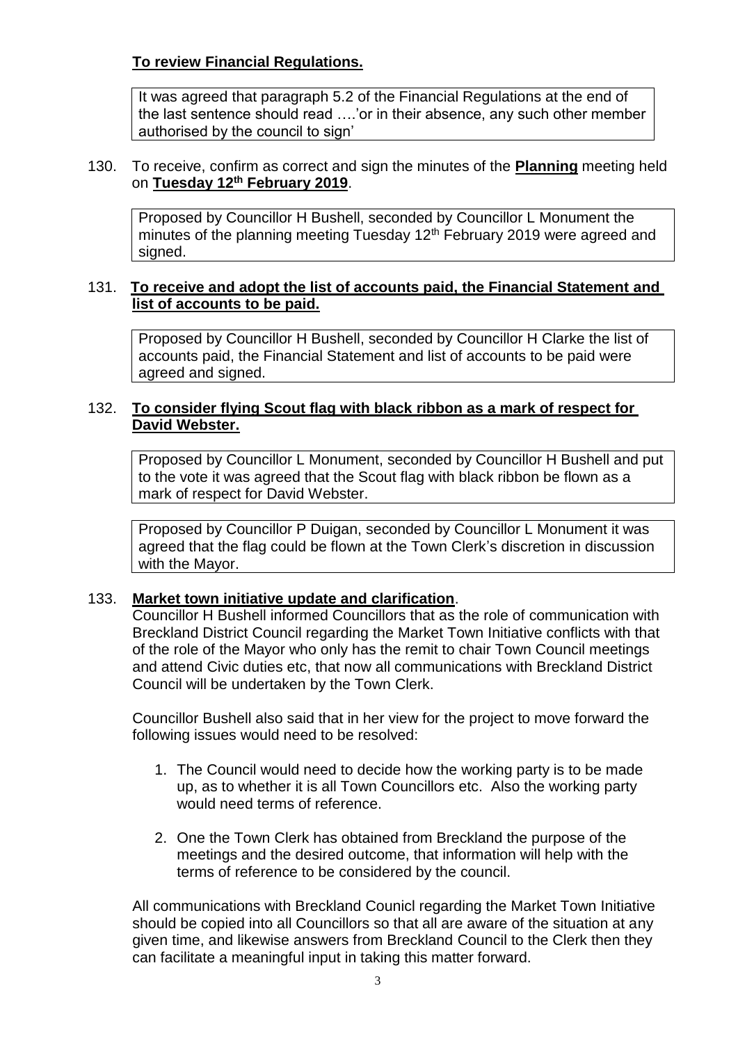**To review Financial Regulations.**

It was agreed that paragraph 5.2 of the Financial Regulations at the end of the last sentence should read ….'or in their absence, any such other member authorised by the council to sign'

130. To receive, confirm as correct and sign the minutes of the **Planning** meeting held on **Tuesday 12th February 2019**.

Proposed by Councillor H Bushell, seconded by Councillor L Monument the minutes of the planning meeting Tuesday 12th February 2019 were agreed and signed.

131. **To receive and adopt the list of accounts paid, the Financial Statement and list of accounts to be paid.**

Proposed by Councillor H Bushell, seconded by Councillor H Clarke the list of accounts paid, the Financial Statement and list of accounts to be paid were agreed and signed.

132. **To consider flying Scout flag with black ribbon as a mark of respect for David Webster.**

Proposed by Councillor L Monument, seconded by Councillor H Bushell and put to the vote it was agreed that the Scout flag with black ribbon be flown as a mark of respect for David Webster.

Proposed by Councillor P Duigan, seconded by Councillor L Monument it was agreed that the flag could be flown at the Town Clerk's discretion in discussion with the Mayor.

133. **Market town initiative update and clarification**.

Councillor H Bushell informed Councillors that as the role of communication with Breckland District Council regarding the Market Town Initiative conflicts with that of the role of the Mayor who only has the remit to chair Town Council meetings and attend Civic duties etc, that now all communications with Breckland District Council will be undertaken by the Town Clerk.

Councillor Bushell also said that in her view for the project to move forward the following issues would need to be resolved:

1. The Council would need to decide how the working party is to be made up, as to whether it is all Town Councillors etc. Also the working party would need terms of reference.
2. One the Town Clerk has obtained from Breckland the purpose of the meetings and the desired outcome, that information will help with the terms of reference to be considered by the council.

All communications with Breckland Counicl regarding the Market Town Initiative should be copied into all Councillors so that all are aware of the situation at any given time, and likewise answers from Breckland Council to the Clerk then they can facilitate a meaningful input in taking this matter forward.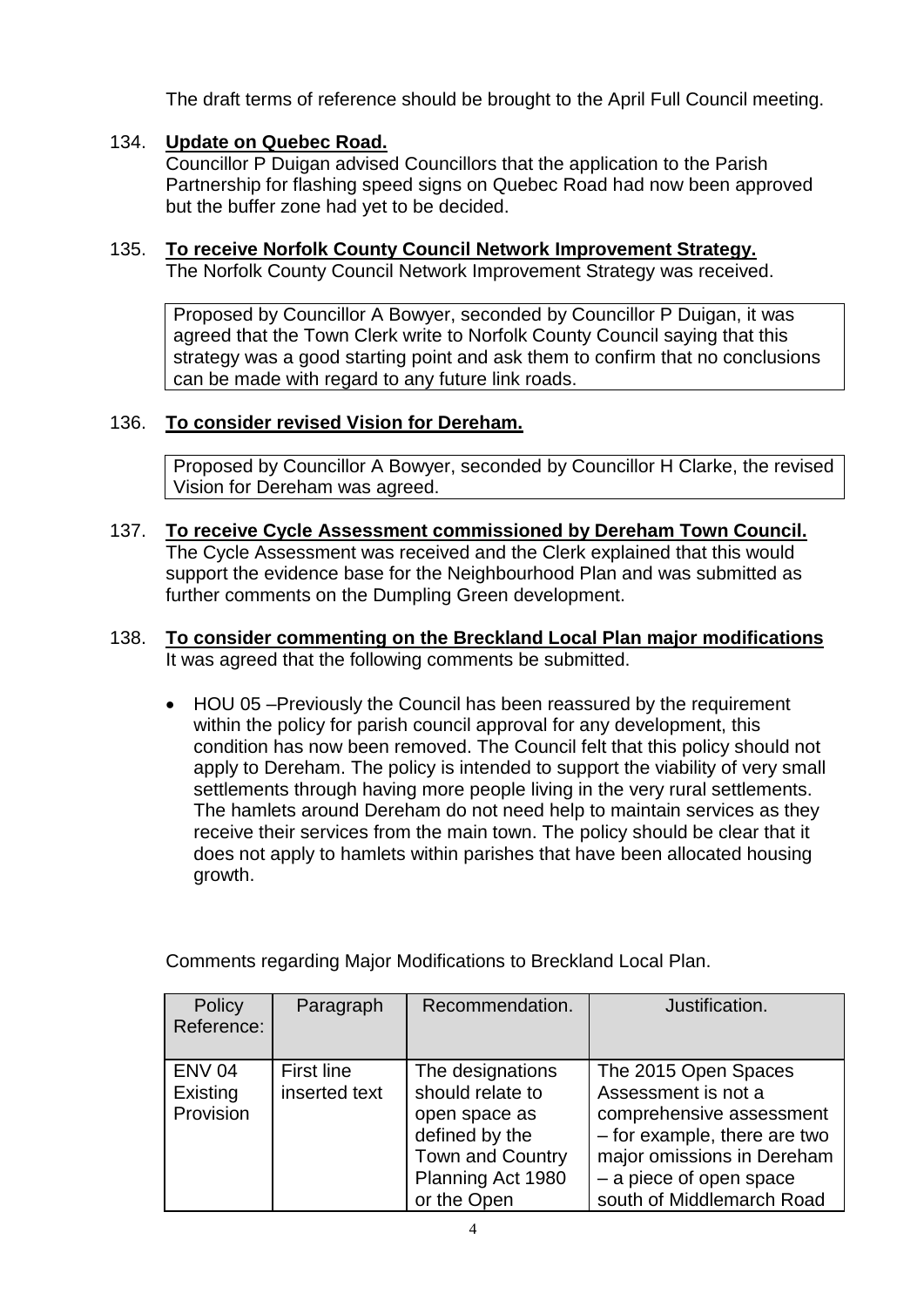The draft terms of reference should be brought to the April Full Council meeting.

134. **Update on Quebec Road.**
Councillor P Duigan advised Councillors that the application to the Parish Partnership for flashing speed signs on Quebec Road had now been approved but the buffer zone had yet to be decided.

135. **To receive Norfolk County Council Network Improvement Strategy.**
The Norfolk County Council Network Improvement Strategy was received.

Proposed by Councillor A Bowyer, seconded by Councillor P Duigan, it was agreed that the Town Clerk write to Norfolk County Council saying that this strategy was a good starting point and ask them to confirm that no conclusions can be made with regard to any future link roads.

136. **To consider revised Vision for Dereham.**

Proposed by Councillor A Bowyer, seconded by Councillor H Clarke, the revised Vision for Dereham was agreed.

137. **To receive Cycle Assessment commissioned by Dereham Town Council.**
The Cycle Assessment was received and the Clerk explained that this would support the evidence base for the Neighbourhood Plan and was submitted as further comments on the Dumpling Green development.

138. **To consider commenting on the Breckland Local Plan major modifications**
It was agreed that the following comments be submitted.

- HOU 05 –Previously the Council has been reassured by the requirement within the policy for parish council approval for any development, this condition has now been removed. The Council felt that this policy should not apply to Dereham. The policy is intended to support the viability of very small settlements through having more people living in the very rural settlements. The hamlets around Dereham do not need help to maintain services as they receive their services from the main town. The policy should be clear that it does not apply to hamlets within parishes that have been allocated housing growth.

Comments regarding Major Modifications to Breckland Local Plan.

| Policy Reference: | Paragraph | Recommendation. | Justification. |
|---|---|---|---|
| ENV 04 Existing Provision | First line inserted text | The designations should relate to open space as defined by the Town and Country Planning Act 1980 or the Open | The 2015 Open Spaces Assessment is not a comprehensive assessment – for example, there are two major omissions in Dereham – a piece of open space south of Middlemarch Road |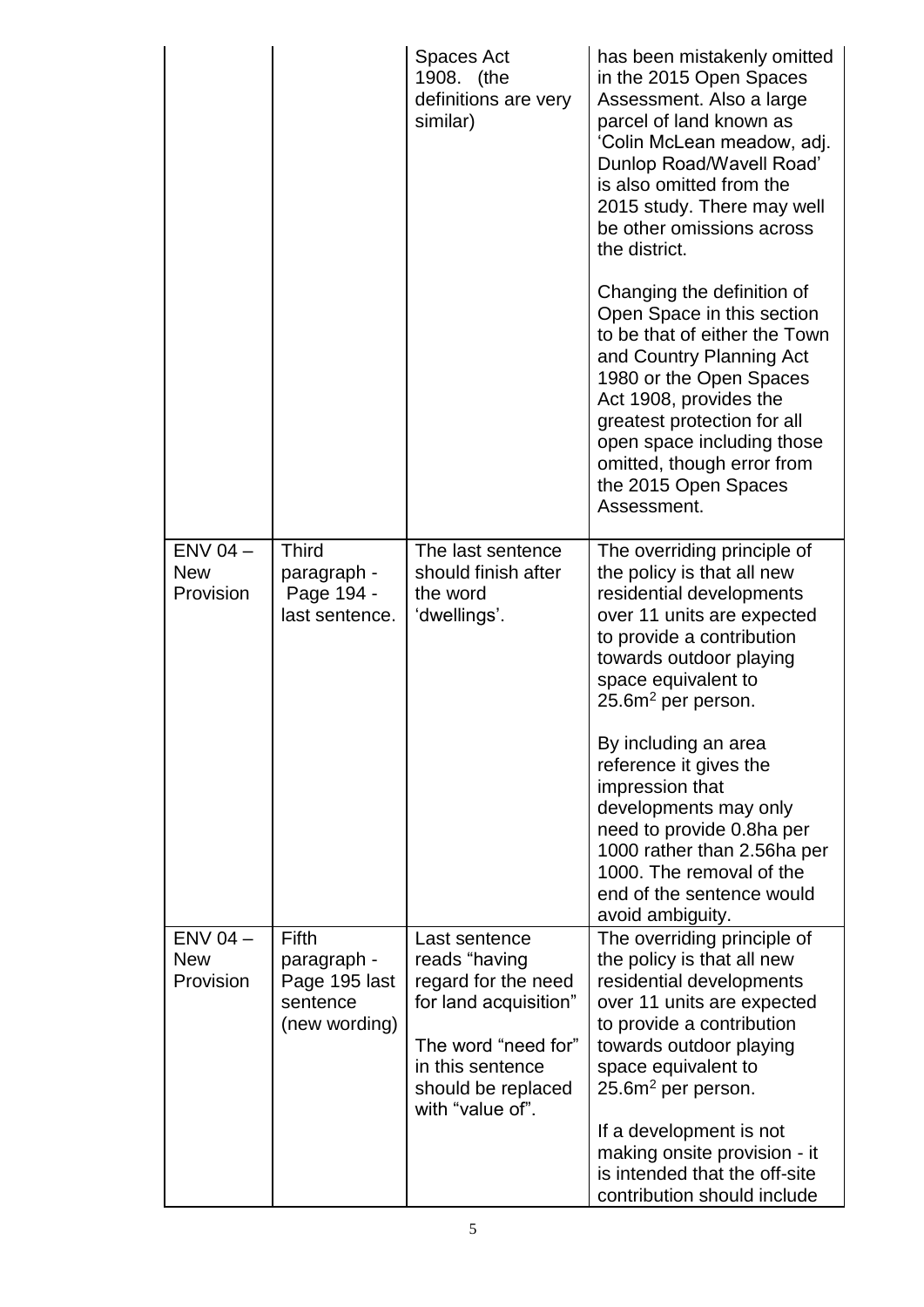| | | | |
|---|---|---|---|
| | | Spaces Act 1908. (the definitions are very similar) | has been mistakenly omitted in the 2015 Open Spaces Assessment. Also a large parcel of land known as 'Colin McLean meadow, adj. Dunlop Road/Wavell Road' is also omitted from the 2015 study. There may well be other omissions across the district.<br><br>Changing the definition of Open Space in this section to be that of either the Town and Country Planning Act 1980 or the Open Spaces Act 1908, provides the greatest protection for all open space including those omitted, though error from the 2015 Open Spaces Assessment. |
| ENV 04 – New Provision | Third paragraph - Page 194 - last sentence. | The last sentence should finish after the word 'dwellings'. | The overriding principle of the policy is that all new residential developments over 11 units are expected to provide a contribution towards outdoor playing space equivalent to 25.6m$^2$ per person.<br><br>By including an area reference it gives the impression that developments may only need to provide 0.8ha per 1000 rather than 2.56ha per 1000. The removal of the end of the sentence would avoid ambiguity. |
| ENV 04 – New Provision | Fifth paragraph - Page 195 last sentence (new wording) | Last sentence reads "having regard for the need for land acquisition"<br><br>The word "need for" in this sentence should be replaced with "value of". | The overriding principle of the policy is that all new residential developments over 11 units are expected to provide a contribution towards outdoor playing space equivalent to 25.6m$^2$ per person.<br><br>If a development is not making onsite provision - it is intended that the off-site contribution should include |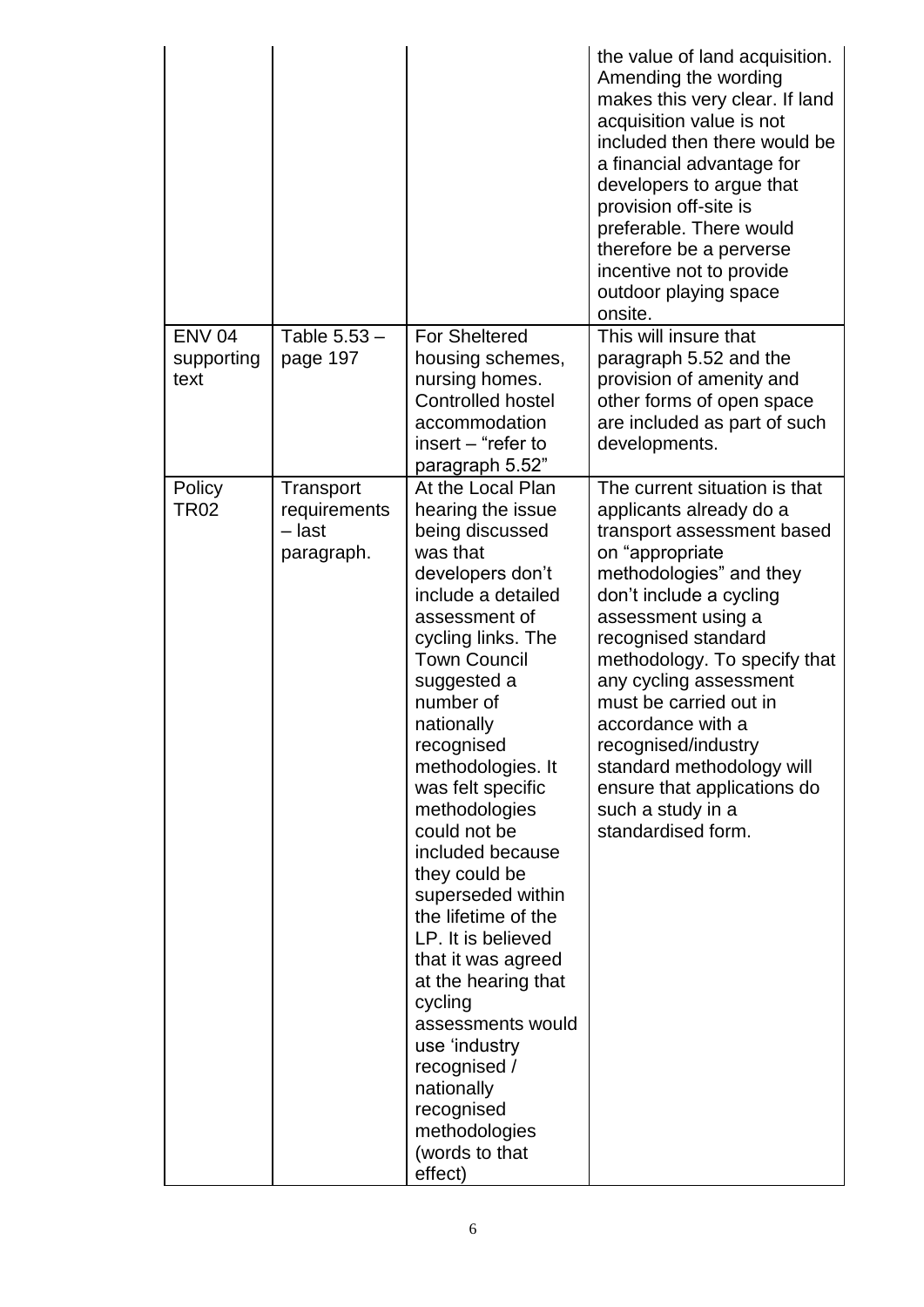| | | | |
|---|---|---|---|
| | | | the value of land acquisition. Amending the wording makes this very clear. If land acquisition value is not included then there would be a financial advantage for developers to argue that provision off-site is preferable. There would therefore be a perverse incentive not to provide outdoor playing space onsite. |
| ENV 04 supporting text | Table 5.53 – page 197 | For Sheltered housing schemes, nursing homes. Controlled hostel accommodation insert – "refer to paragraph 5.52" | This will insure that paragraph 5.52 and the provision of amenity and other forms of open space are included as part of such developments. |
| Policy TR02 | Transport requirements – last paragraph. | At the Local Plan hearing the issue being discussed was that developers don't include a detailed assessment of cycling links. The Town Council suggested a number of nationally recognised methodologies. It was felt specific methodologies could not be included because they could be superseded within the lifetime of the LP. It is believed that it was agreed at the hearing that cycling assessments would use 'industry recognised / nationally recognised methodologies (words to that effect) | The current situation is that applicants already do a transport assessment based on "appropriate methodologies" and they don't include a cycling assessment using a recognised standard methodology. To specify that any cycling assessment must be carried out in accordance with a recognised/industry standard methodology will ensure that applications do such a study in a standardised form. |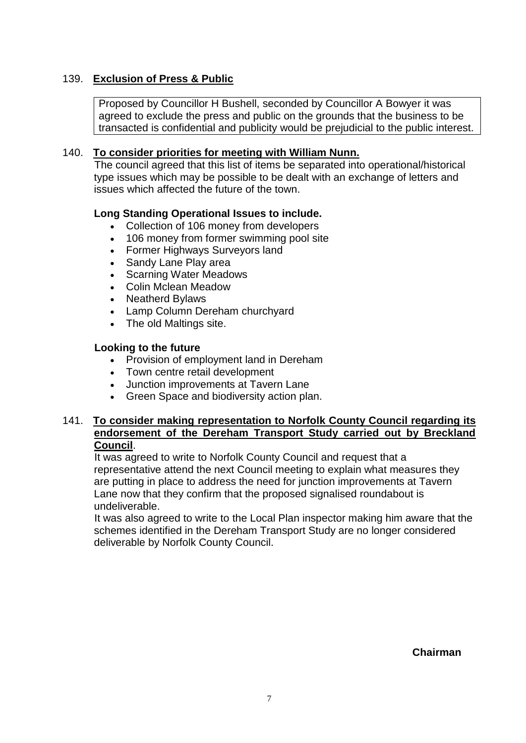139. **Exclusion of Press & Public**

Proposed by Councillor H Bushell, seconded by Councillor A Bowyer it was agreed to exclude the press and public on the grounds that the business to be transacted is confidential and publicity would be prejudicial to the public interest.

140. **To consider priorities for meeting with William Nunn.**

The council agreed that this list of items be separated into operational/historical type issues which may be possible to be dealt with an exchange of letters and issues which affected the future of the town.

**Long Standing Operational Issues to include.**

- Collection of 106 money from developers
- 106 money from former swimming pool site
- Former Highways Surveyors land
- Sandy Lane Play area
- Scarning Water Meadows
- Colin Mclean Meadow
- Neatherd Bylaws
- Lamp Column Dereham churchyard
- The old Maltings site.

**Looking to the future**

- Provision of employment land in Dereham
- Town centre retail development
- Junction improvements at Tavern Lane
- Green Space and biodiversity action plan.

141. **To consider making representation to Norfolk County Council regarding its endorsement of the Dereham Transport Study carried out by Breckland Council**.

It was agreed to write to Norfolk County Council and request that a representative attend the next Council meeting to explain what measures they are putting in place to address the need for junction improvements at Tavern Lane now that they confirm that the proposed signalised roundabout is undeliverable.

It was also agreed to write to the Local Plan inspector making him aware that the schemes identified in the Dereham Transport Study are no longer considered deliverable by Norfolk County Council.

**Chairman**